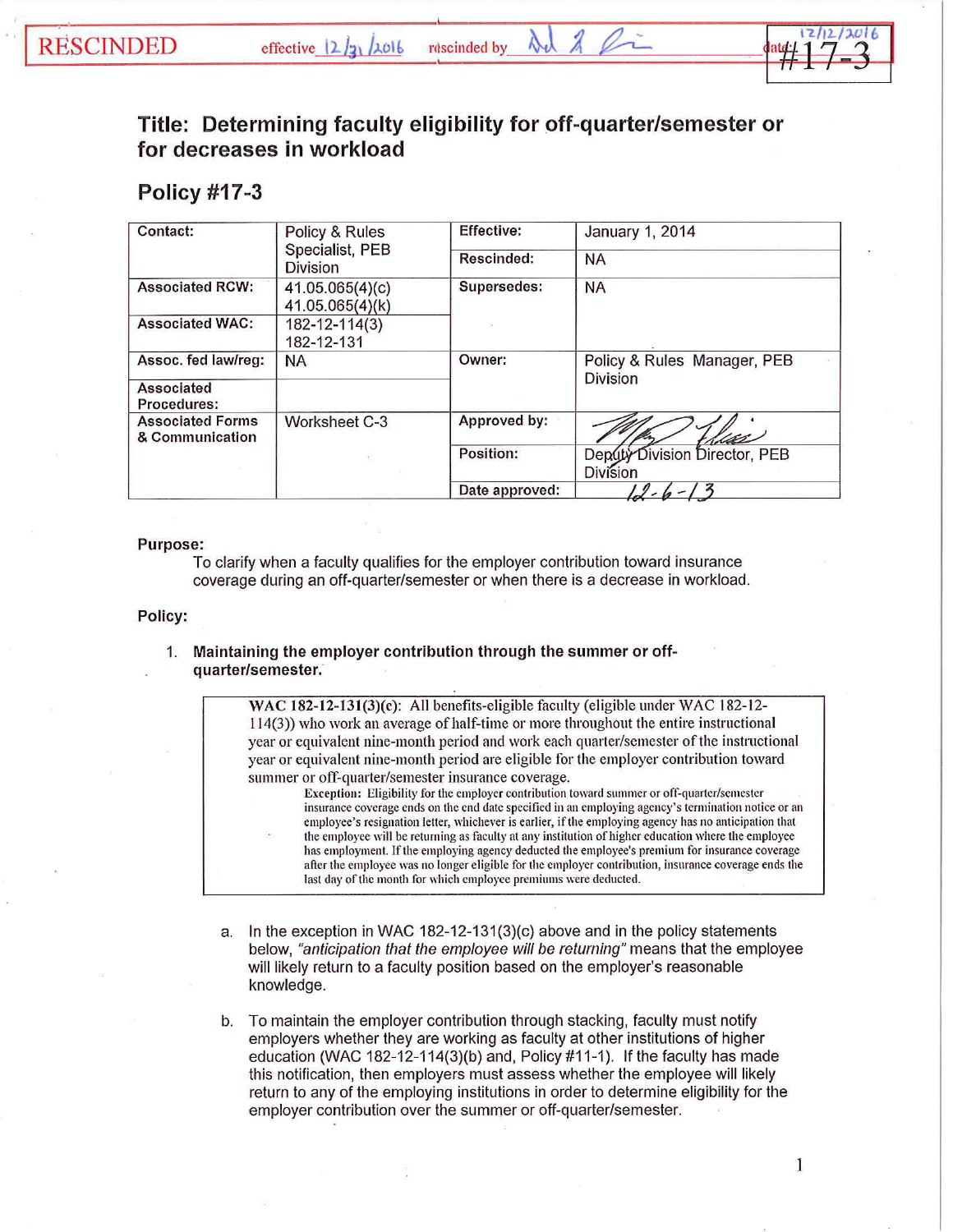RESCINDED effective 12/31/2016 rescinded by [signature] date 12/12/2016

#17-3

# Title: Determining faculty eligibility for off-quarter/semester or for decreases in workload

## Policy #17-3

| Contact: | Policy & Rules Specialist, PEB Division | Effective: | January 1, 2014 |
|---|---|---|---|
| | | Rescinded: | NA |
| Associated RCW: | 41.05.065(4)(c) 41.05.065(4)(k) | Supersedes: | NA |
| Associated WAC: | 182-12-114(3) 182-12-131 | | |
| Assoc. fed law/reg: | NA | Owner: | Policy & Rules Manager, PEB Division |
| Associated Procedures: | | | |
| Associated Forms & Communication | Worksheet C-3 | Approved by: | [signature] |
| | | Position: | Deputy Division Director, PEB Division |
| | | Date approved: | 12-6-13 |

**Purpose:**

To clarify when a faculty qualifies for the employer contribution toward insurance coverage during an off-quarter/semester or when there is a decrease in workload.

**Policy:**

1. **Maintaining the employer contribution through the summer or off-quarter/semester.**

> **WAC 182-12-131(3)(c):** All benefits-eligible faculty (eligible under WAC 182-12-114(3)) who work an average of half-time or more throughout the entire instructional year or equivalent nine-month period and work each quarter/semester of the instructional year or equivalent nine-month period are eligible for the employer contribution toward summer or off-quarter/semester insurance coverage.
>
> **Exception:** Eligibility for the employer contribution toward summer or off-quarter/semester insurance coverage ends on the end date specified in an employing agency's termination notice or an employee's resignation letter, whichever is earlier, if the employing agency has no anticipation that the employee will be returning as faculty at any institution of higher education where the employee has employment. If the employing agency deducted the employee's premium for insurance coverage after the employee was no longer eligible for the employer contribution, insurance coverage ends the last day of the month for which employee premiums were deducted.

a. In the exception in WAC 182-12-131(3)(c) above and in the policy statements below, *"anticipation that the employee will be returning"* means that the employee will likely return to a faculty position based on the employer's reasonable knowledge.

b. To maintain the employer contribution through stacking, faculty must notify employers whether they are working as faculty at other institutions of higher education (WAC 182-12-114(3)(b) and, Policy #11-1). If the faculty has made this notification, then employers must assess whether the employee will likely return to any of the employing institutions in order to determine eligibility for the employer contribution over the summer or off-quarter/semester.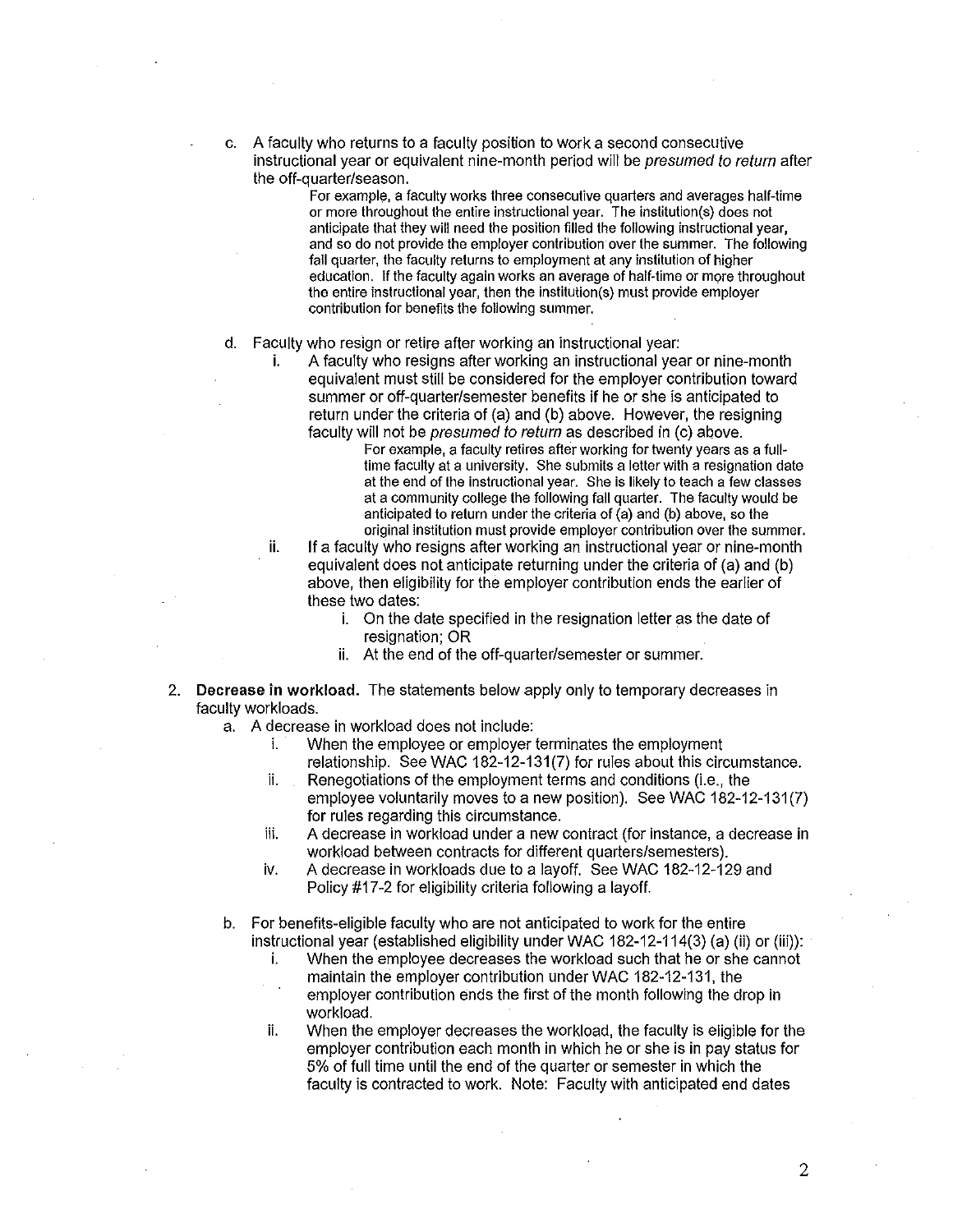c. A faculty who returns to a faculty position to work a second consecutive instructional year or equivalent nine-month period will be *presumed to return* after the off-quarter/season.

   For example, a faculty works three consecutive quarters and averages half-time or more throughout the entire instructional year. The institution(s) does not anticipate that they will need the position filled the following instructional year, and so do not provide the employer contribution over the summer. The following fall quarter, the faculty returns to employment at any institution of higher education. If the faculty again works an average of half-time or more throughout the entire instructional year, then the institution(s) must provide employer contribution for benefits the following summer.

d. Faculty who resign or retire after working an instructional year:

   i. A faculty who resigns after working an instructional year or nine-month equivalent must still be considered for the employer contribution toward summer or off-quarter/semester benefits if he or she is anticipated to return under the criteria of (a) and (b) above. However, the resigning faculty will not be *presumed to return* as described in (c) above.

      For example, a faculty retires after working for twenty years as a full-time faculty at a university. She submits a letter with a resignation date at the end of the instructional year. She is likely to teach a few classes at a community college the following fall quarter. The faculty would be anticipated to return under the criteria of (a) and (b) above, so the original institution must provide employer contribution over the summer.

   ii. If a faculty who resigns after working an instructional year or nine-month equivalent does not anticipate returning under the criteria of (a) and (b) above, then eligibility for the employer contribution ends the earlier of these two dates:

      i. On the date specified in the resignation letter as the date of resignation; OR
      ii. At the end of the off-quarter/semester or summer.

2. **Decrease in workload.** The statements below apply only to temporary decreases in faculty workloads.

   a. A decrease in workload does not include:

      i. When the employee or employer terminates the employment relationship. See WAC 182-12-131(7) for rules about this circumstance.
      ii. Renegotiations of the employment terms and conditions (i.e., the employee voluntarily moves to a new position). See WAC 182-12-131(7) for rules regarding this circumstance.
      iii. A decrease in workload under a new contract (for instance, a decrease in workload between contracts for different quarters/semesters).
      iv. A decrease in workloads due to a layoff. See WAC 182-12-129 and Policy #17-2 for eligibility criteria following a layoff.

   b. For benefits-eligible faculty who are not anticipated to work for the entire instructional year (established eligibility under WAC 182-12-114(3) (a) (ii) or (iii)):

      i. When the employee decreases the workload such that he or she cannot maintain the employer contribution under WAC 182-12-131, the employer contribution ends the first of the month following the drop in workload.
      ii. When the employer decreases the workload, the faculty is eligible for the employer contribution each month in which he or she is in pay status for 5% of full time until the end of the quarter or semester in which the faculty is contracted to work. Note: Faculty with anticipated end dates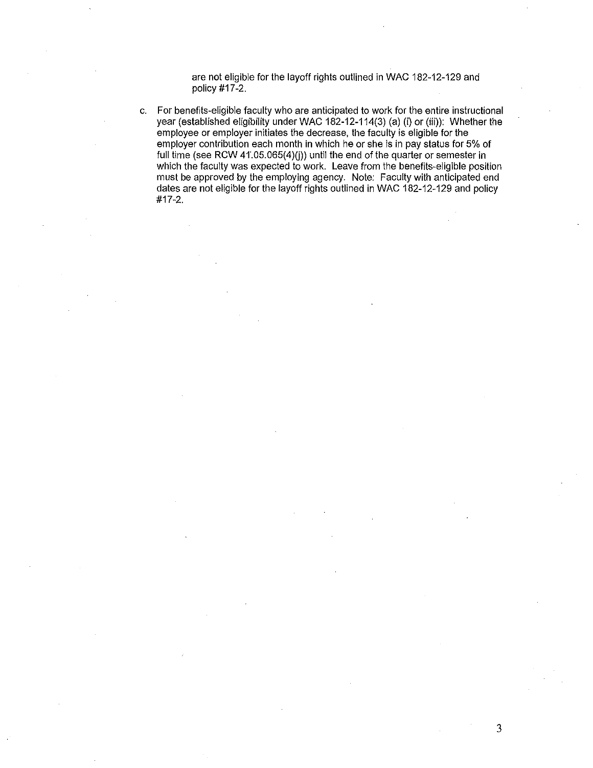are not eligible for the layoff rights outlined in WAC 182-12-129 and policy #17-2.

c. For benefits-eligible faculty who are anticipated to work for the entire instructional year (established eligibility under WAC 182-12-114(3) (a) (i) or (iii)): Whether the employee or employer initiates the decrease, the faculty is eligible for the employer contribution each month in which he or she is in pay status for 5% of full time (see RCW 41.05.065(4)(j)) until the end of the quarter or semester in which the faculty was expected to work. Leave from the benefits-eligible position must be approved by the employing agency. Note: Faculty with anticipated end dates are not eligible for the layoff rights outlined in WAC 182-12-129 and policy #17-2.